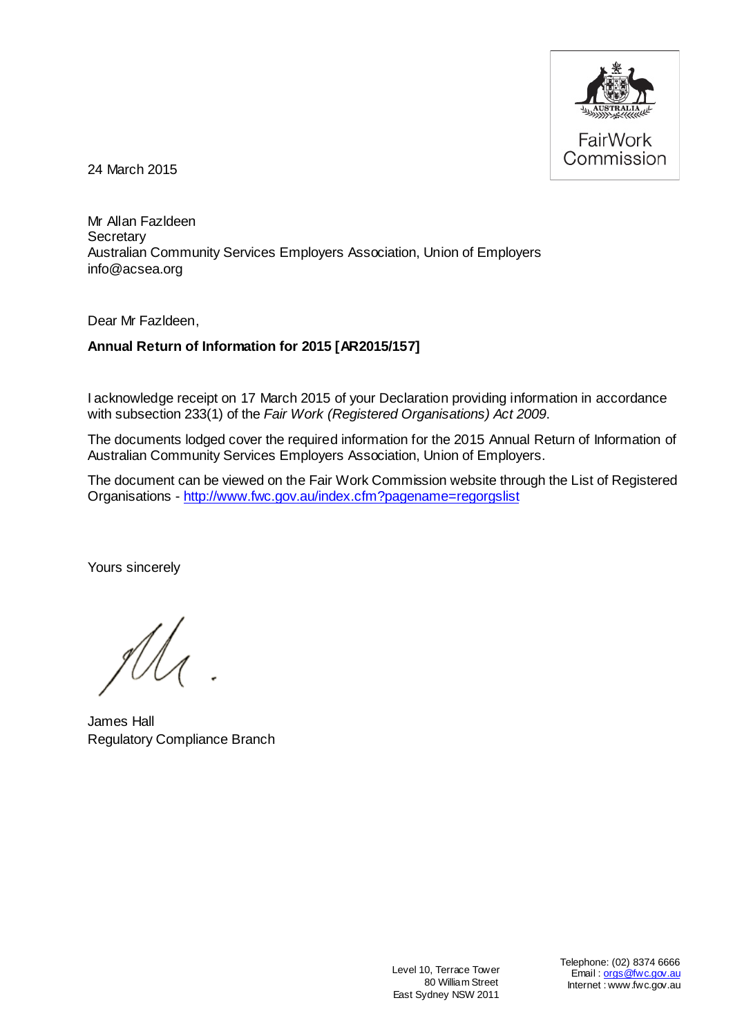FairWork Commission

24 March 2015

Mr Allan Fazldeen
Secretary
Australian Community Services Employers Association, Union of Employers
info@acsea.org

Dear Mr Fazldeen,

**Annual Return of Information for 2015 [AR2015/157]**

I acknowledge receipt on 17 March 2015 of your Declaration providing information in accordance with subsection 233(1) of the *Fair Work (Registered Organisations) Act 2009*.

The documents lodged cover the required information for the 2015 Annual Return of Information of Australian Community Services Employers Association, Union of Employers.

The document can be viewed on the Fair Work Commission website through the List of Registered Organisations - http://www.fwc.gov.au/index.cfm?pagename=regorgslist

Yours sincerely

James Hall
Regulatory Compliance Branch

Level 10, Terrace Tower
80 William Street
East Sydney NSW 2011

Telephone: (02) 8374 6666
Email : orgs@fwc.gov.au
Internet : www.fwc.gov.au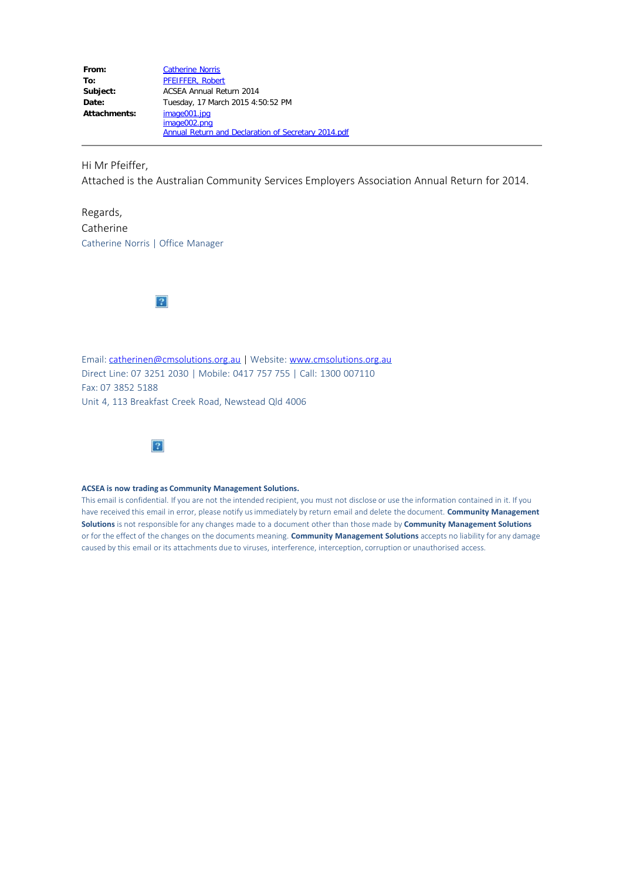**From:** Catherine Norris
**To:** PFEIFFER, Robert
**Subject:** ACSEA Annual Return 2014
**Date:** Tuesday, 17 March 2015 4:50:52 PM
**Attachments:** image001.jpg
image002.png
Annual Return and Declaration of Secretary 2014.pdf

---

Hi Mr Pfeiffer,

Attached is the Australian Community Services Employers Association Annual Return for 2014.

Regards,

Catherine

Catherine Norris | Office Manager

Email: catherinen@cmsolutions.org.au | Website: www.cmsolutions.org.au

Direct Line: 07 3251 2030 | Mobile: 0417 757 755 | Call: 1300 007110

Fax: 07 3852 5188

Unit 4, 113 Breakfast Creek Road, Newstead Qld 4006

**ACSEA is now trading as Community Management Solutions.**

This email is confidential. If you are not the intended recipient, you must not disclose or use the information contained in it. If you have received this email in error, please notify us immediately by return email and delete the document. **Community Management Solutions** is not responsible for any changes made to a document other than those made by **Community Management Solutions** or for the effect of the changes on the documents meaning. **Community Management Solutions** accepts no liability for any damage caused by this email or its attachments due to viruses, interference, interception, corruption or unauthorised access.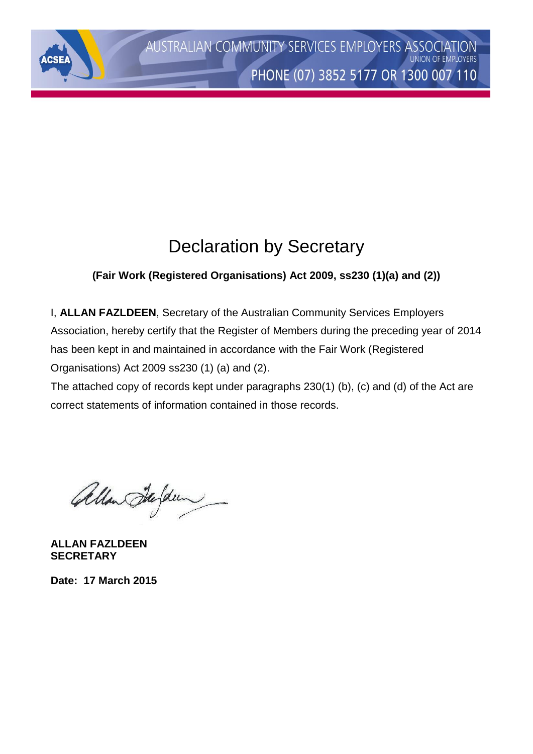AUSTRALIAN COMMUNITY SERVICES EMPLOYERS ASSOCIATION
UNION OF EMPLOYERS
PHONE (07) 3852 5177 OR 1300 007 110

# Declaration by Secretary

**(Fair Work (Registered Organisations) Act 2009, ss230 (1)(a) and (2))**

I, **ALLAN FAZLDEEN**, Secretary of the Australian Community Services Employers Association, hereby certify that the Register of Members during the preceding year of 2014 has been kept in and maintained in accordance with the Fair Work (Registered Organisations) Act 2009 ss230 (1) (a) and (2).

The attached copy of records kept under paragraphs 230(1) (b), (c) and (d) of the Act are correct statements of information contained in those records.

**ALLAN FAZLDEEN**
**SECRETARY**

**Date: 17 March 2015**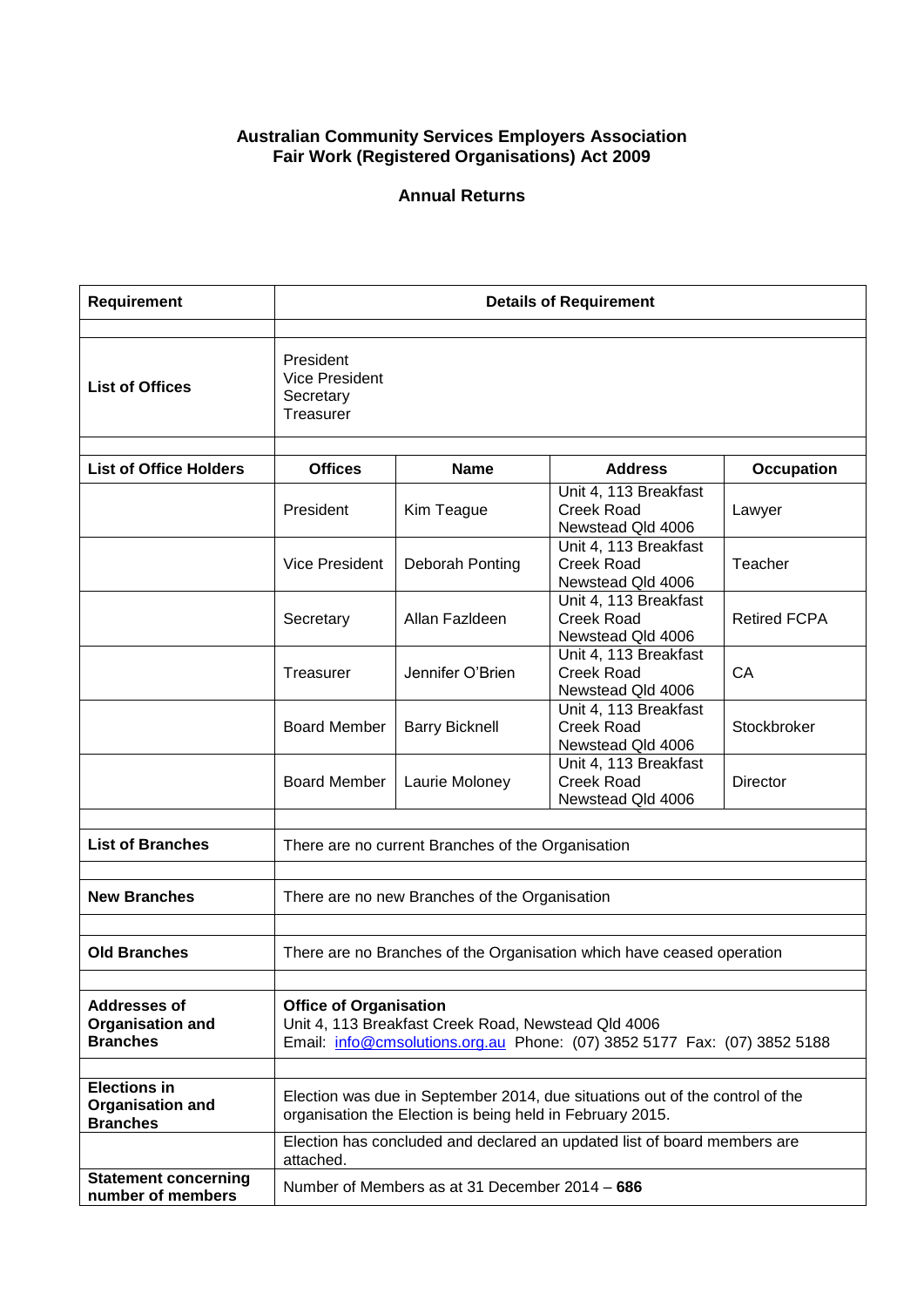**Australian Community Services Employers Association**
**Fair Work (Registered Organisations) Act 2009**

**Annual Returns**

| Requirement | Details of Requirement | | | |
|---|---|---|---|---|
| | | | | |
| **List of Offices** | President<br>Vice President<br>Secretary<br>Treasurer | | | |
| | | | | |
| **List of Office Holders** | **Offices** | **Name** | **Address** | **Occupation** |
| | President | Kim Teague | Unit 4, 113 Breakfast Creek Road Newstead Qld 4006 | Lawyer |
| | Vice President | Deborah Ponting | Unit 4, 113 Breakfast Creek Road Newstead Qld 4006 | Teacher |
| | Secretary | Allan Fazldeen | Unit 4, 113 Breakfast Creek Road Newstead Qld 4006 | Retired FCPA |
| | Treasurer | Jennifer O'Brien | Unit 4, 113 Breakfast Creek Road Newstead Qld 4006 | CA |
| | Board Member | Barry Bicknell | Unit 4, 113 Breakfast Creek Road Newstead Qld 4006 | Stockbroker |
| | Board Member | Laurie Moloney | Unit 4, 113 Breakfast Creek Road Newstead Qld 4006 | Director |
| | | | | |
| **List of Branches** | There are no current Branches of the Organisation | | | |
| | | | | |
| **New Branches** | There are no new Branches of the Organisation | | | |
| | | | | |
| **Old Branches** | There are no Branches of the Organisation which have ceased operation | | | |
| | | | | |
| **Addresses of Organisation and Branches** | **Office of Organisation**<br>Unit 4, 113 Breakfast Creek Road, Newstead Qld 4006<br>Email: info@cmsolutions.org.au Phone: (07) 3852 5177 Fax: (07) 3852 5188 | | | |
| | | | | |
| **Elections in Organisation and Branches** | Election was due in September 2014, due situations out of the control of the organisation the Election is being held in February 2015. | | | |
| | Election has concluded and declared an updated list of board members are attached. | | | |
| **Statement concerning number of members** | Number of Members as at 31 December 2014 – **686** | | | |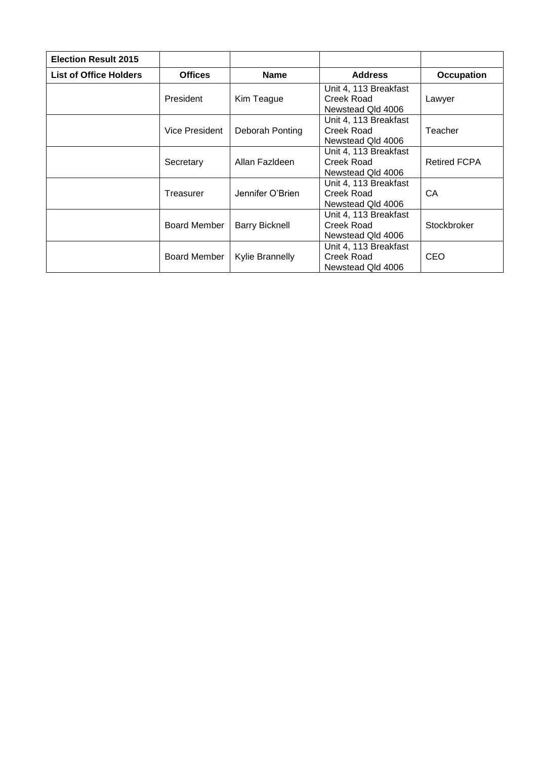| Election Result 2015 | | | | |
|---|---|---|---|---|
| **List of Office Holders** | **Offices** | **Name** | **Address** | **Occupation** |
| | President | Kim Teague | Unit 4, 113 Breakfast Creek Road Newstead Qld 4006 | Lawyer |
| | Vice President | Deborah Ponting | Unit 4, 113 Breakfast Creek Road Newstead Qld 4006 | Teacher |
| | Secretary | Allan Fazldeen | Unit 4, 113 Breakfast Creek Road Newstead Qld 4006 | Retired FCPA |
| | Treasurer | Jennifer O'Brien | Unit 4, 113 Breakfast Creek Road Newstead Qld 4006 | CA |
| | Board Member | Barry Bicknell | Unit 4, 113 Breakfast Creek Road Newstead Qld 4006 | Stockbroker |
| | Board Member | Kylie Brannelly | Unit 4, 113 Breakfast Creek Road Newstead Qld 4006 | CEO |